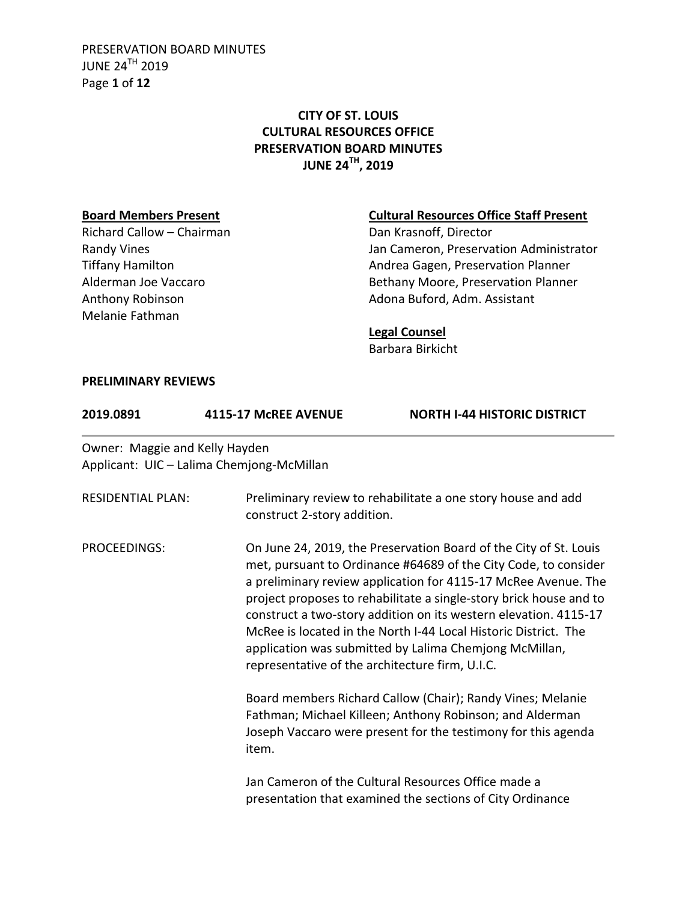# CITY OF ST. LOUIS
## CULTURAL RESOURCES OFFICE
## PRESERVATION BOARD MINUTES
## JUNE 24TH, 2019

**Board Members Present**

Richard Callow – Chairman
Randy Vines
Tiffany Hamilton
Alderman Joe Vaccaro
Anthony Robinson
Melanie Fathman

**Cultural Resources Office Staff Present**

Dan Krasnoff, Director
Jan Cameron, Preservation Administrator
Andrea Gagen, Preservation Planner
Bethany Moore, Preservation Planner
Adona Buford, Adm. Assistant

**Legal Counsel**

Barbara Birkicht

**PRELIMINARY REVIEWS**

**2019.0891 4115-17 McREE AVENUE NORTH I-44 HISTORIC DISTRICT**

---

Owner: Maggie and Kelly Hayden
Applicant: UIC – Lalima Chemjong-McMillan

RESIDENTIAL PLAN: Preliminary review to rehabilitate a one story house and add construct 2-story addition.

PROCEEDINGS: On June 24, 2019, the Preservation Board of the City of St. Louis met, pursuant to Ordinance #64689 of the City Code, to consider a preliminary review application for 4115-17 McRee Avenue. The project proposes to rehabilitate a single-story brick house and to construct a two-story addition on its western elevation. 4115-17 McRee is located in the North I-44 Local Historic District. The application was submitted by Lalima Chemjong McMillan, representative of the architecture firm, U.I.C.

Board members Richard Callow (Chair); Randy Vines; Melanie Fathman; Michael Killeen; Anthony Robinson; and Alderman Joseph Vaccaro were present for the testimony for this agenda item.

Jan Cameron of the Cultural Resources Office made a presentation that examined the sections of City Ordinance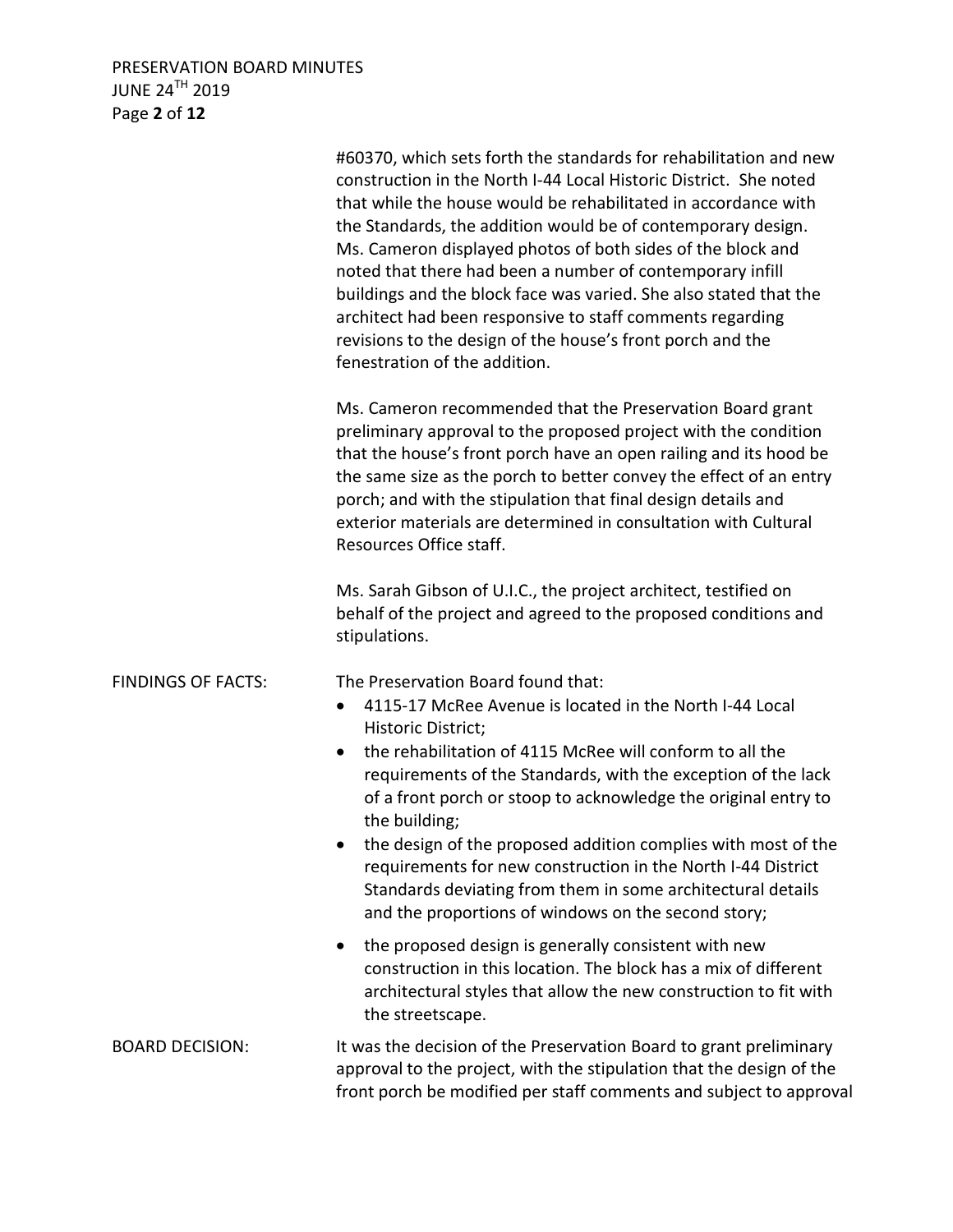#60370, which sets forth the standards for rehabilitation and new construction in the North I-44 Local Historic District. She noted that while the house would be rehabilitated in accordance with the Standards, the addition would be of contemporary design. Ms. Cameron displayed photos of both sides of the block and noted that there had been a number of contemporary infill buildings and the block face was varied. She also stated that the architect had been responsive to staff comments regarding revisions to the design of the house's front porch and the fenestration of the addition.

Ms. Cameron recommended that the Preservation Board grant preliminary approval to the proposed project with the condition that the house's front porch have an open railing and its hood be the same size as the porch to better convey the effect of an entry porch; and with the stipulation that final design details and exterior materials are determined in consultation with Cultural Resources Office staff.

Ms. Sarah Gibson of U.I.C., the project architect, testified on behalf of the project and agreed to the proposed conditions and stipulations.

FINDINGS OF FACTS: The Preservation Board found that:

- 4115-17 McRee Avenue is located in the North I-44 Local Historic District;
- the rehabilitation of 4115 McRee will conform to all the requirements of the Standards, with the exception of the lack of a front porch or stoop to acknowledge the original entry to the building;
- the design of the proposed addition complies with most of the requirements for new construction in the North I-44 District Standards deviating from them in some architectural details and the proportions of windows on the second story;
- the proposed design is generally consistent with new construction in this location. The block has a mix of different architectural styles that allow the new construction to fit with the streetscape.

BOARD DECISION: It was the decision of the Preservation Board to grant preliminary approval to the project, with the stipulation that the design of the front porch be modified per staff comments and subject to approval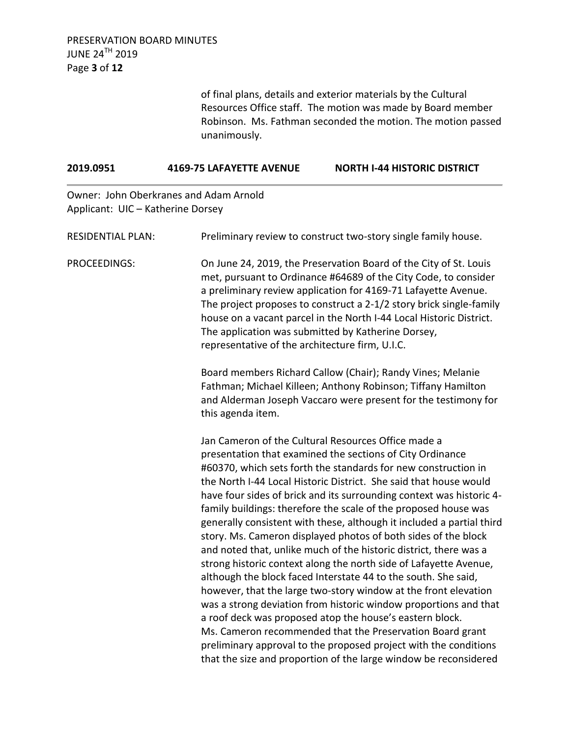of final plans, details and exterior materials by the Cultural Resources Office staff. The motion was made by Board member Robinson. Ms. Fathman seconded the motion. The motion passed unanimously.

| **2019.0951** | **4169-75 LAFAYETTE AVENUE** | **NORTH I-44 HISTORIC DISTRICT** |
|---|---|---|

Owner: John Oberkranes and Adam Arnold
Applicant: UIC – Katherine Dorsey

RESIDENTIAL PLAN: Preliminary review to construct two-story single family house.

PROCEEDINGS: On June 24, 2019, the Preservation Board of the City of St. Louis met, pursuant to Ordinance #64689 of the City Code, to consider a preliminary review application for 4169-71 Lafayette Avenue. The project proposes to construct a 2-1/2 story brick single-family house on a vacant parcel in the North I-44 Local Historic District. The application was submitted by Katherine Dorsey, representative of the architecture firm, U.I.C.

Board members Richard Callow (Chair); Randy Vines; Melanie Fathman; Michael Killeen; Anthony Robinson; Tiffany Hamilton and Alderman Joseph Vaccaro were present for the testimony for this agenda item.

Jan Cameron of the Cultural Resources Office made a presentation that examined the sections of City Ordinance #60370, which sets forth the standards for new construction in the North I-44 Local Historic District. She said that house would have four sides of brick and its surrounding context was historic 4-family buildings: therefore the scale of the proposed house was generally consistent with these, although it included a partial third story. Ms. Cameron displayed photos of both sides of the block and noted that, unlike much of the historic district, there was a strong historic context along the north side of Lafayette Avenue, although the block faced Interstate 44 to the south. She said, however, that the large two-story window at the front elevation was a strong deviation from historic window proportions and that a roof deck was proposed atop the house's eastern block.
Ms. Cameron recommended that the Preservation Board grant preliminary approval to the proposed project with the conditions that the size and proportion of the large window be reconsidered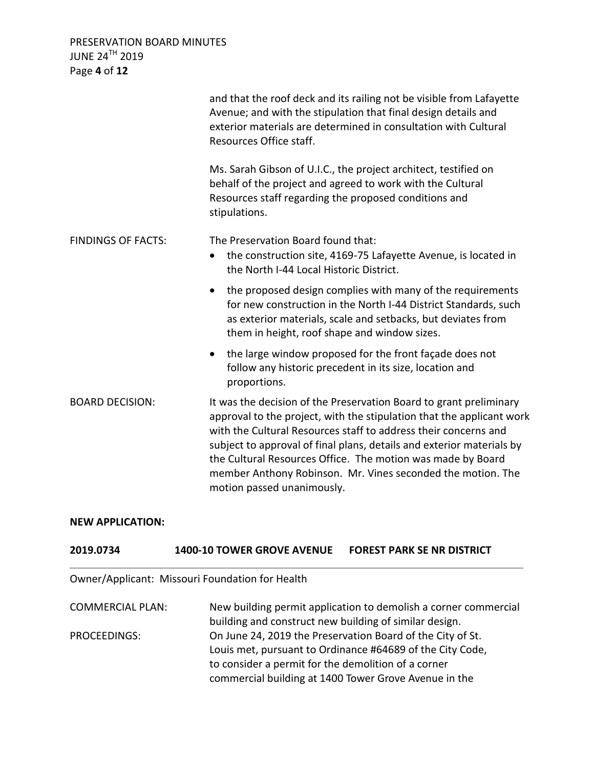and that the roof deck and its railing not be visible from Lafayette Avenue; and with the stipulation that final design details and exterior materials are determined in consultation with Cultural Resources Office staff.

Ms. Sarah Gibson of U.I.C., the project architect, testified on behalf of the project and agreed to work with the Cultural Resources staff regarding the proposed conditions and stipulations.

FINDINGS OF FACTS: The Preservation Board found that:

- the construction site, 4169-75 Lafayette Avenue, is located in the North I-44 Local Historic District.
- the proposed design complies with many of the requirements for new construction in the North I-44 District Standards, such as exterior materials, scale and setbacks, but deviates from them in height, roof shape and window sizes.
- the large window proposed for the front façade does not follow any historic precedent in its size, location and proportions.

BOARD DECISION: It was the decision of the Preservation Board to grant preliminary approval to the project, with the stipulation that the applicant work with the Cultural Resources staff to address their concerns and subject to approval of final plans, details and exterior materials by the Cultural Resources Office. The motion was made by Board member Anthony Robinson. Mr. Vines seconded the motion. The motion passed unanimously.

**NEW APPLICATION:**

**2019.0734 1400-10 TOWER GROVE AVENUE FOREST PARK SE NR DISTRICT**

Owner/Applicant: Missouri Foundation for Health

COMMERCIAL PLAN: New building permit application to demolish a corner commercial building and construct new building of similar design.

PROCEEDINGS: On June 24, 2019 the Preservation Board of the City of St. Louis met, pursuant to Ordinance #64689 of the City Code, to consider a permit for the demolition of a corner commercial building at 1400 Tower Grove Avenue in the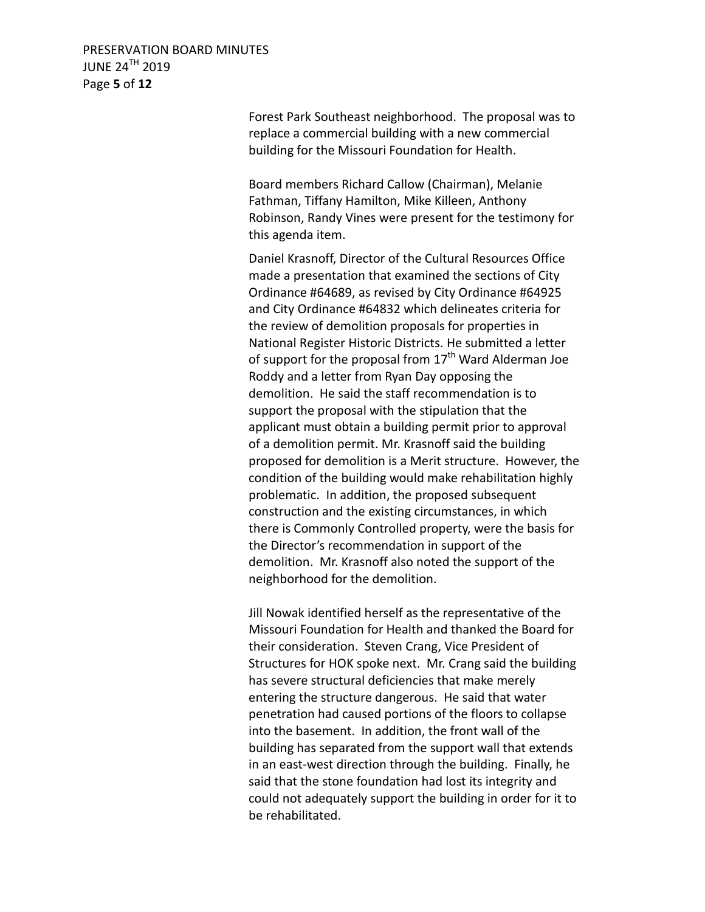Forest Park Southeast neighborhood. The proposal was to replace a commercial building with a new commercial building for the Missouri Foundation for Health.

Board members Richard Callow (Chairman), Melanie Fathman, Tiffany Hamilton, Mike Killeen, Anthony Robinson, Randy Vines were present for the testimony for this agenda item.

Daniel Krasnoff, Director of the Cultural Resources Office made a presentation that examined the sections of City Ordinance #64689, as revised by City Ordinance #64925 and City Ordinance #64832 which delineates criteria for the review of demolition proposals for properties in National Register Historic Districts. He submitted a letter of support for the proposal from 17th Ward Alderman Joe Roddy and a letter from Ryan Day opposing the demolition. He said the staff recommendation is to support the proposal with the stipulation that the applicant must obtain a building permit prior to approval of a demolition permit. Mr. Krasnoff said the building proposed for demolition is a Merit structure. However, the condition of the building would make rehabilitation highly problematic. In addition, the proposed subsequent construction and the existing circumstances, in which there is Commonly Controlled property, were the basis for the Director's recommendation in support of the demolition. Mr. Krasnoff also noted the support of the neighborhood for the demolition.

Jill Nowak identified herself as the representative of the Missouri Foundation for Health and thanked the Board for their consideration. Steven Crang, Vice President of Structures for HOK spoke next. Mr. Crang said the building has severe structural deficiencies that make merely entering the structure dangerous. He said that water penetration had caused portions of the floors to collapse into the basement. In addition, the front wall of the building has separated from the support wall that extends in an east-west direction through the building. Finally, he said that the stone foundation had lost its integrity and could not adequately support the building in order for it to be rehabilitated.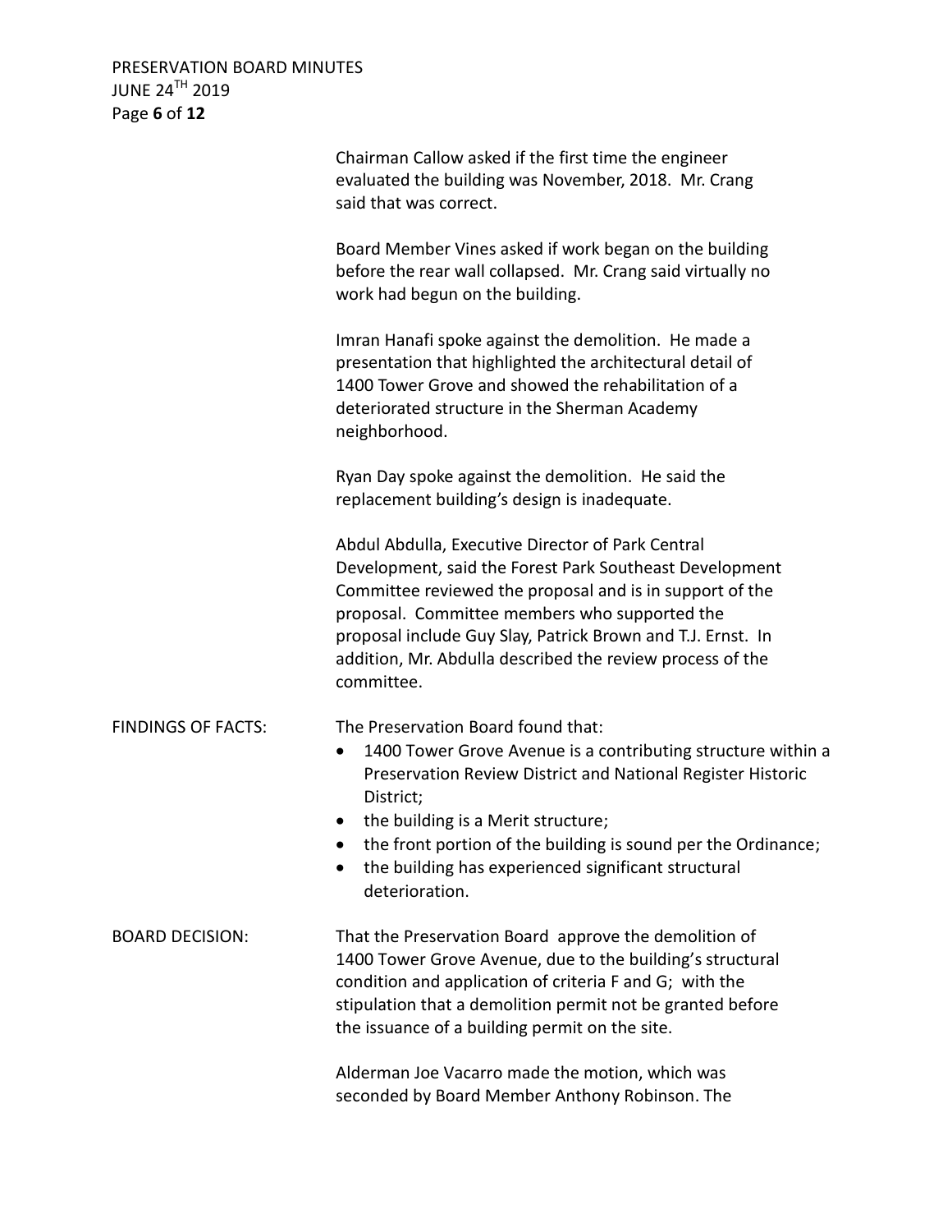Chairman Callow asked if the first time the engineer evaluated the building was November, 2018. Mr. Crang said that was correct.

Board Member Vines asked if work began on the building before the rear wall collapsed. Mr. Crang said virtually no work had begun on the building.

Imran Hanafi spoke against the demolition. He made a presentation that highlighted the architectural detail of 1400 Tower Grove and showed the rehabilitation of a deteriorated structure in the Sherman Academy neighborhood.

Ryan Day spoke against the demolition. He said the replacement building's design is inadequate.

Abdul Abdulla, Executive Director of Park Central Development, said the Forest Park Southeast Development Committee reviewed the proposal and is in support of the proposal. Committee members who supported the proposal include Guy Slay, Patrick Brown and T.J. Ernst. In addition, Mr. Abdulla described the review process of the committee.

FINDINGS OF FACTS: The Preservation Board found that:

- 1400 Tower Grove Avenue is a contributing structure within a Preservation Review District and National Register Historic District;
- the building is a Merit structure;
- the front portion of the building is sound per the Ordinance;
- the building has experienced significant structural deterioration.

BOARD DECISION: That the Preservation Board approve the demolition of 1400 Tower Grove Avenue, due to the building's structural condition and application of criteria F and G; with the stipulation that a demolition permit not be granted before the issuance of a building permit on the site.

Alderman Joe Vacarro made the motion, which was seconded by Board Member Anthony Robinson. The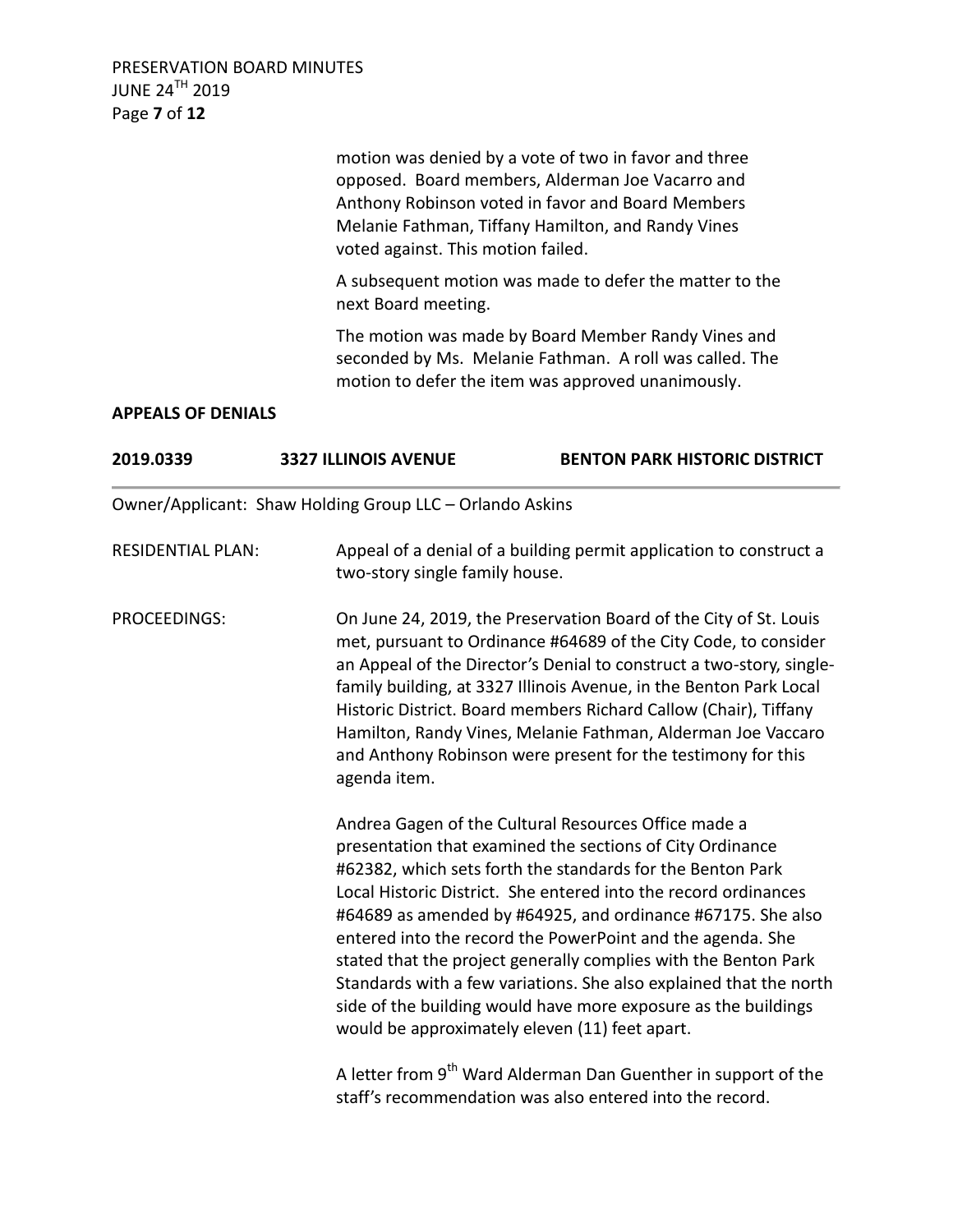motion was denied by a vote of two in favor and three opposed. Board members, Alderman Joe Vacarro and Anthony Robinson voted in favor and Board Members Melanie Fathman, Tiffany Hamilton, and Randy Vines voted against. This motion failed.

A subsequent motion was made to defer the matter to the next Board meeting.

The motion was made by Board Member Randy Vines and seconded by Ms. Melanie Fathman. A roll was called. The motion to defer the item was approved unanimously.

**APPEALS OF DENIALS**

**2019.0339 3327 ILLINOIS AVENUE BENTON PARK HISTORIC DISTRICT**

Owner/Applicant: Shaw Holding Group LLC – Orlando Askins

RESIDENTIAL PLAN: Appeal of a denial of a building permit application to construct a two-story single family house.

PROCEEDINGS: On June 24, 2019, the Preservation Board of the City of St. Louis met, pursuant to Ordinance #64689 of the City Code, to consider an Appeal of the Director's Denial to construct a two-story, single-family building, at 3327 Illinois Avenue, in the Benton Park Local Historic District. Board members Richard Callow (Chair), Tiffany Hamilton, Randy Vines, Melanie Fathman, Alderman Joe Vaccaro and Anthony Robinson were present for the testimony for this agenda item.

Andrea Gagen of the Cultural Resources Office made a presentation that examined the sections of City Ordinance #62382, which sets forth the standards for the Benton Park Local Historic District. She entered into the record ordinances #64689 as amended by #64925, and ordinance #67175. She also entered into the record the PowerPoint and the agenda. She stated that the project generally complies with the Benton Park Standards with a few variations. She also explained that the north side of the building would have more exposure as the buildings would be approximately eleven (11) feet apart.

A letter from 9th Ward Alderman Dan Guenther in support of the staff's recommendation was also entered into the record.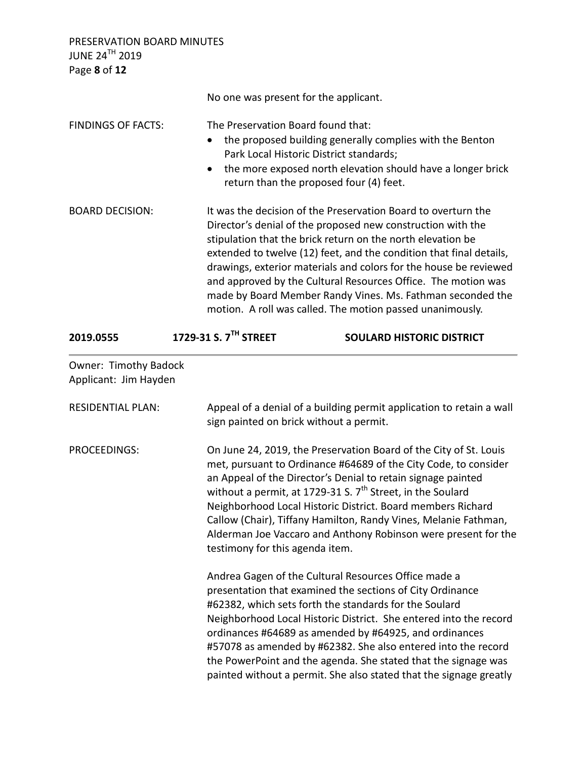No one was present for the applicant.

FINDINGS OF FACTS: The Preservation Board found that:

- the proposed building generally complies with the Benton Park Local Historic District standards;
- the more exposed north elevation should have a longer brick return than the proposed four (4) feet.

BOARD DECISION: It was the decision of the Preservation Board to overturn the Director's denial of the proposed new construction with the stipulation that the brick return on the north elevation be extended to twelve (12) feet, and the condition that final details, drawings, exterior materials and colors for the house be reviewed and approved by the Cultural Resources Office. The motion was made by Board Member Randy Vines. Ms. Fathman seconded the motion. A roll was called. The motion passed unanimously.

## 2019.0555 1729-31 S. 7TH STREET SOULARD HISTORIC DISTRICT

Owner: Timothy Badock
Applicant: Jim Hayden

RESIDENTIAL PLAN: Appeal of a denial of a building permit application to retain a wall sign painted on brick without a permit.

PROCEEDINGS: On June 24, 2019, the Preservation Board of the City of St. Louis met, pursuant to Ordinance #64689 of the City Code, to consider an Appeal of the Director's Denial to retain signage painted without a permit, at 1729-31 S. 7th Street, in the Soulard Neighborhood Local Historic District. Board members Richard Callow (Chair), Tiffany Hamilton, Randy Vines, Melanie Fathman, Alderman Joe Vaccaro and Anthony Robinson were present for the testimony for this agenda item.

Andrea Gagen of the Cultural Resources Office made a presentation that examined the sections of City Ordinance #62382, which sets forth the standards for the Soulard Neighborhood Local Historic District. She entered into the record ordinances #64689 as amended by #64925, and ordinances #57078 as amended by #62382. She also entered into the record the PowerPoint and the agenda. She stated that the signage was painted without a permit. She also stated that the signage greatly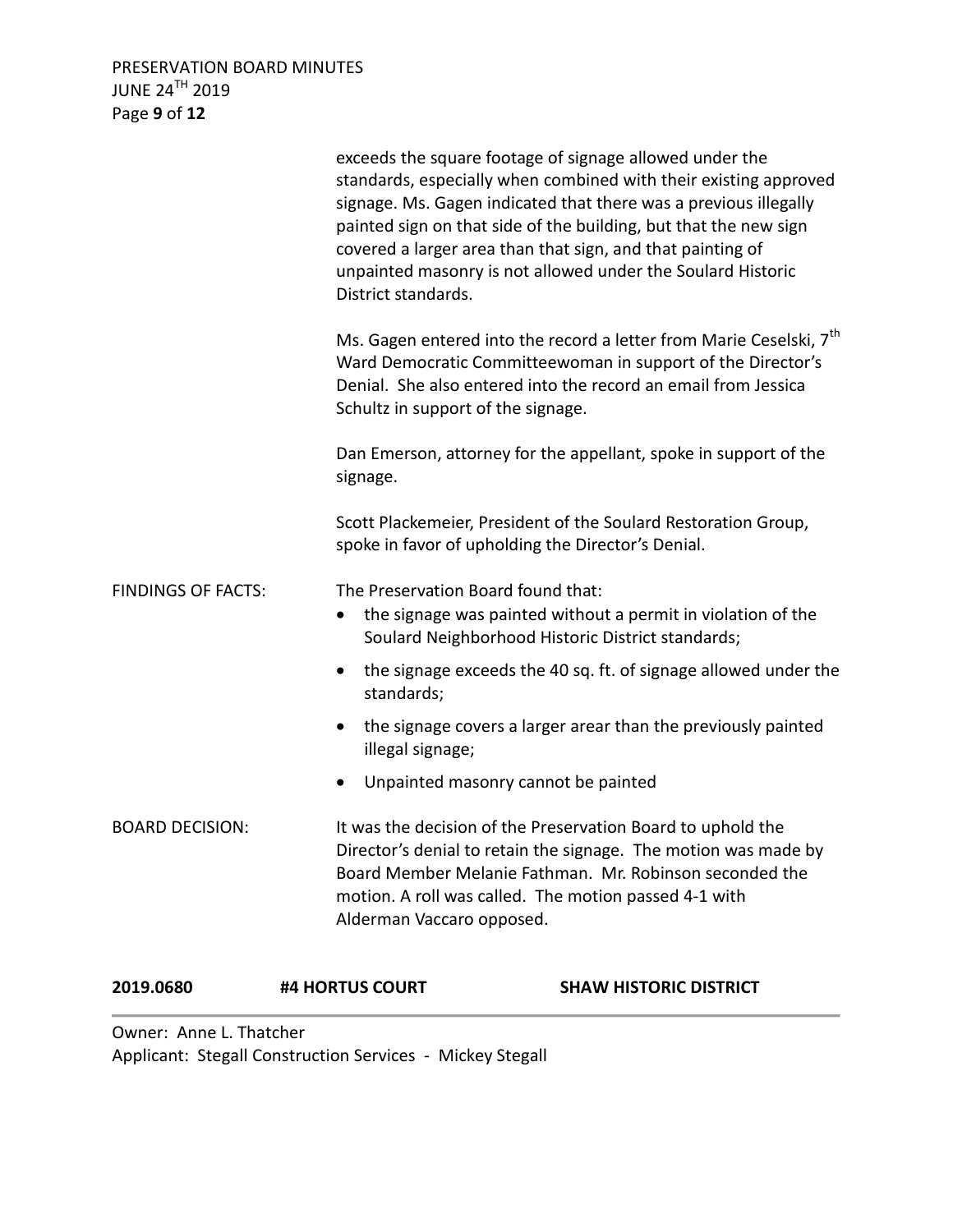exceeds the square footage of signage allowed under the standards, especially when combined with their existing approved signage. Ms. Gagen indicated that there was a previous illegally painted sign on that side of the building, but that the new sign covered a larger area than that sign, and that painting of unpainted masonry is not allowed under the Soulard Historic District standards.

Ms. Gagen entered into the record a letter from Marie Ceselski, 7th Ward Democratic Committeewoman in support of the Director's Denial. She also entered into the record an email from Jessica Schultz in support of the signage.

Dan Emerson, attorney for the appellant, spoke in support of the signage.

Scott Plackemeier, President of the Soulard Restoration Group, spoke in favor of upholding the Director's Denial.

FINDINGS OF FACTS: The Preservation Board found that:

- the signage was painted without a permit in violation of the Soulard Neighborhood Historic District standards;
- the signage exceeds the 40 sq. ft. of signage allowed under the standards;
- the signage covers a larger arear than the previously painted illegal signage;
- Unpainted masonry cannot be painted

BOARD DECISION: It was the decision of the Preservation Board to uphold the Director's denial to retain the signage. The motion was made by Board Member Melanie Fathman. Mr. Robinson seconded the motion. A roll was called. The motion passed 4-1 with Alderman Vaccaro opposed.

**2019.0680 #4 HORTUS COURT SHAW HISTORIC DISTRICT**

Owner: Anne L. Thatcher
Applicant: Stegall Construction Services - Mickey Stegall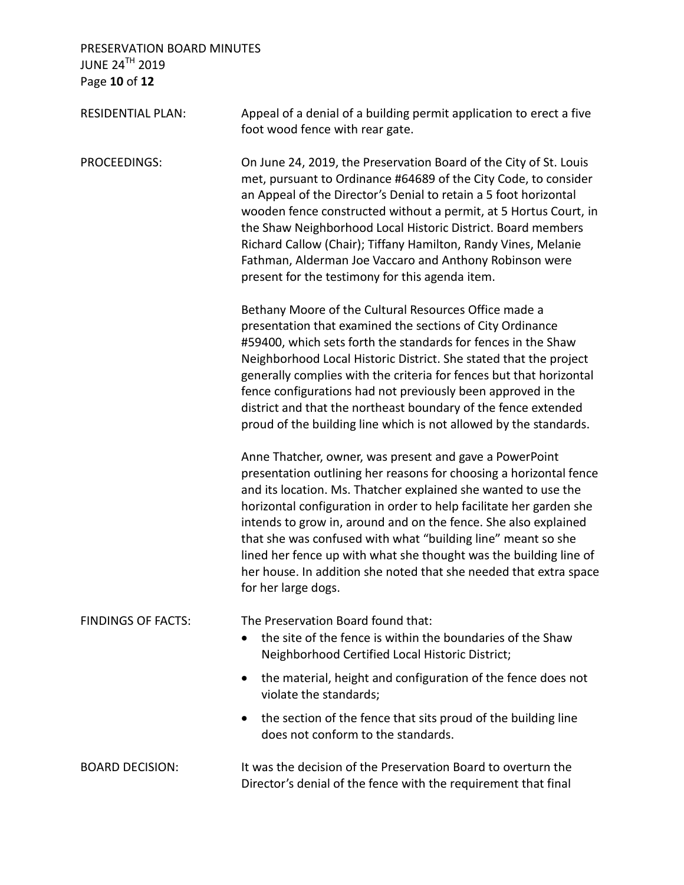RESIDENTIAL PLAN: Appeal of a denial of a building permit application to erect a five foot wood fence with rear gate.

PROCEEDINGS: On June 24, 2019, the Preservation Board of the City of St. Louis met, pursuant to Ordinance #64689 of the City Code, to consider an Appeal of the Director's Denial to retain a 5 foot horizontal wooden fence constructed without a permit, at 5 Hortus Court, in the Shaw Neighborhood Local Historic District. Board members Richard Callow (Chair); Tiffany Hamilton, Randy Vines, Melanie Fathman, Alderman Joe Vaccaro and Anthony Robinson were present for the testimony for this agenda item.

Bethany Moore of the Cultural Resources Office made a presentation that examined the sections of City Ordinance #59400, which sets forth the standards for fences in the Shaw Neighborhood Local Historic District. She stated that the project generally complies with the criteria for fences but that horizontal fence configurations had not previously been approved in the district and that the northeast boundary of the fence extended proud of the building line which is not allowed by the standards.

Anne Thatcher, owner, was present and gave a PowerPoint presentation outlining her reasons for choosing a horizontal fence and its location. Ms. Thatcher explained she wanted to use the horizontal configuration in order to help facilitate her garden she intends to grow in, around and on the fence. She also explained that she was confused with what "building line" meant so she lined her fence up with what she thought was the building line of her house. In addition she noted that she needed that extra space for her large dogs.

FINDINGS OF FACTS: The Preservation Board found that:

- the site of the fence is within the boundaries of the Shaw Neighborhood Certified Local Historic District;
- the material, height and configuration of the fence does not violate the standards;
- the section of the fence that sits proud of the building line does not conform to the standards.

BOARD DECISION: It was the decision of the Preservation Board to overturn the Director's denial of the fence with the requirement that final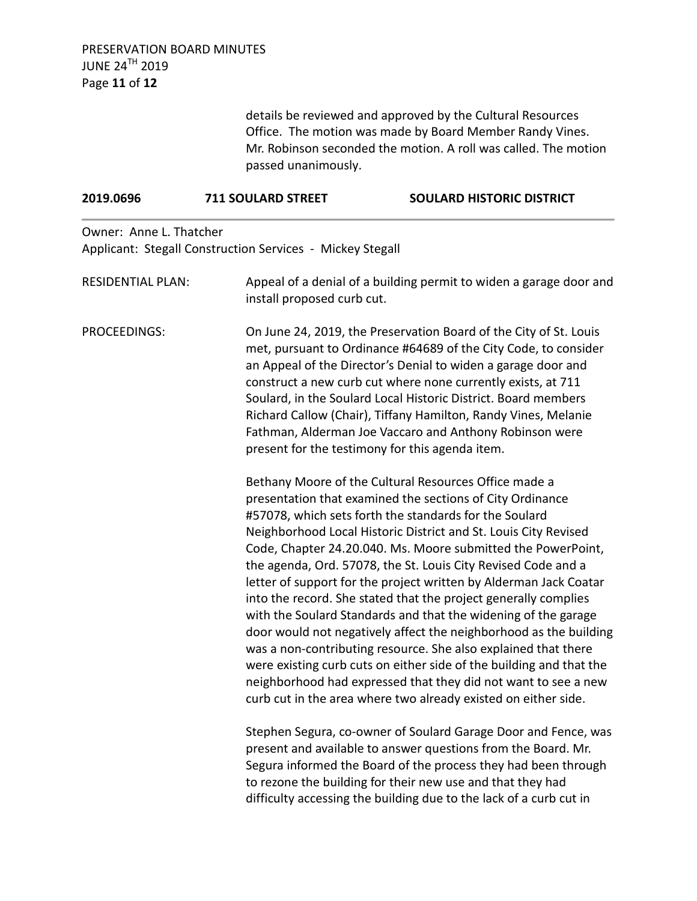details be reviewed and approved by the Cultural Resources Office. The motion was made by Board Member Randy Vines. Mr. Robinson seconded the motion. A roll was called. The motion passed unanimously.

**2019.0696 711 SOULARD STREET SOULARD HISTORIC DISTRICT**

Owner: Anne L. Thatcher
Applicant: Stegall Construction Services - Mickey Stegall

RESIDENTIAL PLAN: Appeal of a denial of a building permit to widen a garage door and install proposed curb cut.

PROCEEDINGS: On June 24, 2019, the Preservation Board of the City of St. Louis met, pursuant to Ordinance #64689 of the City Code, to consider an Appeal of the Director's Denial to widen a garage door and construct a new curb cut where none currently exists, at 711 Soulard, in the Soulard Local Historic District. Board members Richard Callow (Chair), Tiffany Hamilton, Randy Vines, Melanie Fathman, Alderman Joe Vaccaro and Anthony Robinson were present for the testimony for this agenda item.

Bethany Moore of the Cultural Resources Office made a presentation that examined the sections of City Ordinance #57078, which sets forth the standards for the Soulard Neighborhood Local Historic District and St. Louis City Revised Code, Chapter 24.20.040. Ms. Moore submitted the PowerPoint, the agenda, Ord. 57078, the St. Louis City Revised Code and a letter of support for the project written by Alderman Jack Coatar into the record. She stated that the project generally complies with the Soulard Standards and that the widening of the garage door would not negatively affect the neighborhood as the building was a non-contributing resource. She also explained that there were existing curb cuts on either side of the building and that the neighborhood had expressed that they did not want to see a new curb cut in the area where two already existed on either side.

Stephen Segura, co-owner of Soulard Garage Door and Fence, was present and available to answer questions from the Board. Mr. Segura informed the Board of the process they had been through to rezone the building for their new use and that they had difficulty accessing the building due to the lack of a curb cut in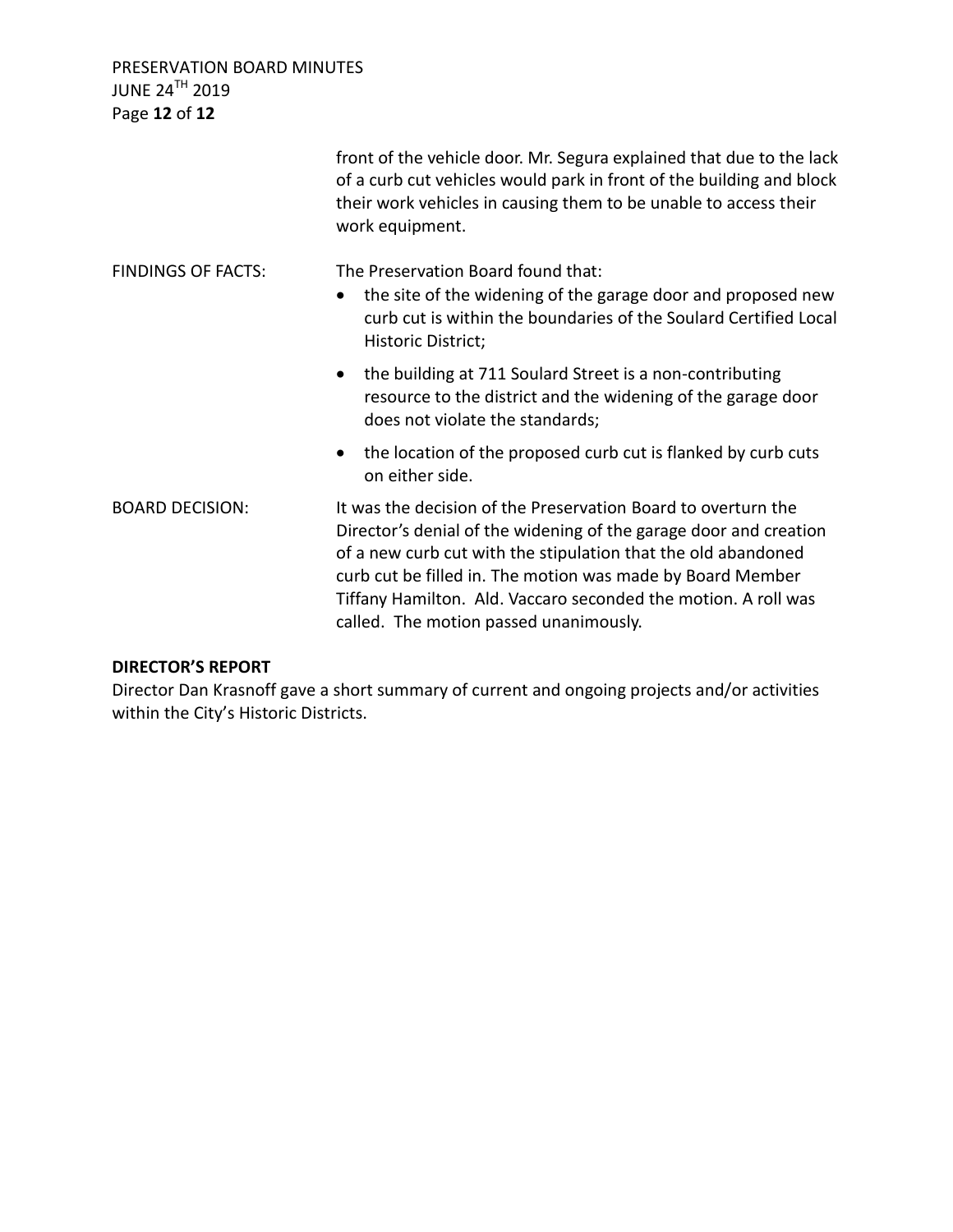front of the vehicle door. Mr. Segura explained that due to the lack of a curb cut vehicles would park in front of the building and block their work vehicles in causing them to be unable to access their work equipment.

FINDINGS OF FACTS: The Preservation Board found that:

- the site of the widening of the garage door and proposed new curb cut is within the boundaries of the Soulard Certified Local Historic District;
- the building at 711 Soulard Street is a non-contributing resource to the district and the widening of the garage door does not violate the standards;
- the location of the proposed curb cut is flanked by curb cuts on either side.

BOARD DECISION: It was the decision of the Preservation Board to overturn the Director's denial of the widening of the garage door and creation of a new curb cut with the stipulation that the old abandoned curb cut be filled in. The motion was made by Board Member Tiffany Hamilton. Ald. Vaccaro seconded the motion. A roll was called. The motion passed unanimously.

**DIRECTOR'S REPORT**

Director Dan Krasnoff gave a short summary of current and ongoing projects and/or activities within the City's Historic Districts.